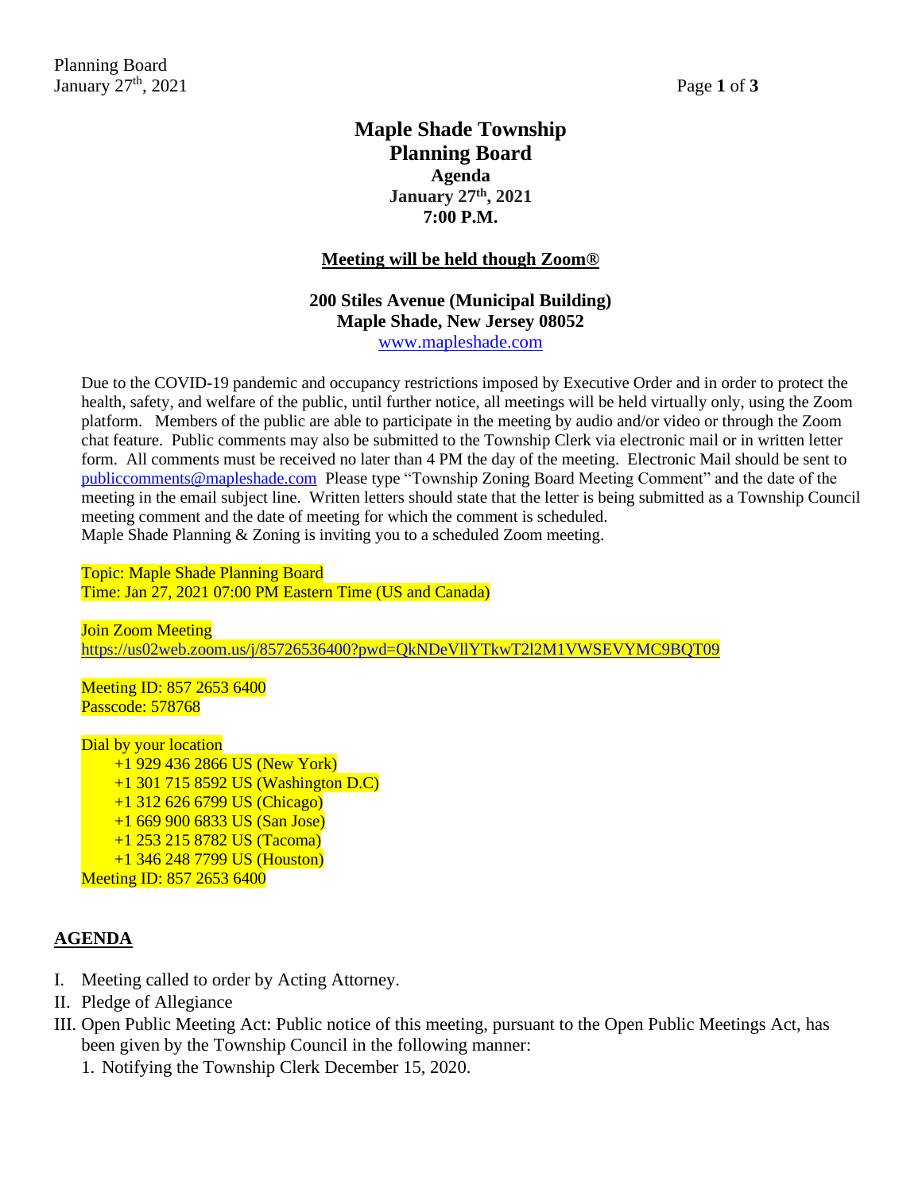# Maple Shade Township
# Planning Board
## Agenda
### January 27th, 2021
### 7:00 P.M.

**Meeting will be held though Zoom®**

**200 Stiles Avenue (Municipal Building)**
**Maple Shade, New Jersey 08052**
[www.mapleshade.com](http://www.mapleshade.com)

Due to the COVID-19 pandemic and occupancy restrictions imposed by Executive Order and in order to protect the health, safety, and welfare of the public, until further notice, all meetings will be held virtually only, using the Zoom platform. Members of the public are able to participate in the meeting by audio and/or video or through the Zoom chat feature. Public comments may also be submitted to the Township Clerk via electronic mail or in written letter form. All comments must be received no later than 4 PM the day of the meeting. Electronic Mail should be sent to [publiccomments@mapleshade.com](mailto:publiccomments@mapleshade.com) Please type "Township Zoning Board Meeting Comment" and the date of the meeting in the email subject line. Written letters should state that the letter is being submitted as a Township Council meeting comment and the date of meeting for which the comment is scheduled.
Maple Shade Planning & Zoning is inviting you to a scheduled Zoom meeting.

Topic: Maple Shade Planning Board
Time: Jan 27, 2021 07:00 PM Eastern Time (US and Canada)

Join Zoom Meeting
https://us02web.zoom.us/j/85726536400?pwd=QkNDeVllYTkwT2l2M1VWSEVYMC9BQT09

Meeting ID: 857 2653 6400
Passcode: 578768

Dial by your location
+1 929 436 2866 US (New York)
+1 301 715 8592 US (Washington D.C)
+1 312 626 6799 US (Chicago)
+1 669 900 6833 US (San Jose)
+1 253 215 8782 US (Tacoma)
+1 346 248 7799 US (Houston)
Meeting ID: 857 2653 6400

## AGENDA

I. Meeting called to order by Acting Attorney.

II. Pledge of Allegiance

III. Open Public Meeting Act: Public notice of this meeting, pursuant to the Open Public Meetings Act, has been given by the Township Council in the following manner:
   1. Notifying the Township Clerk December 15, 2020.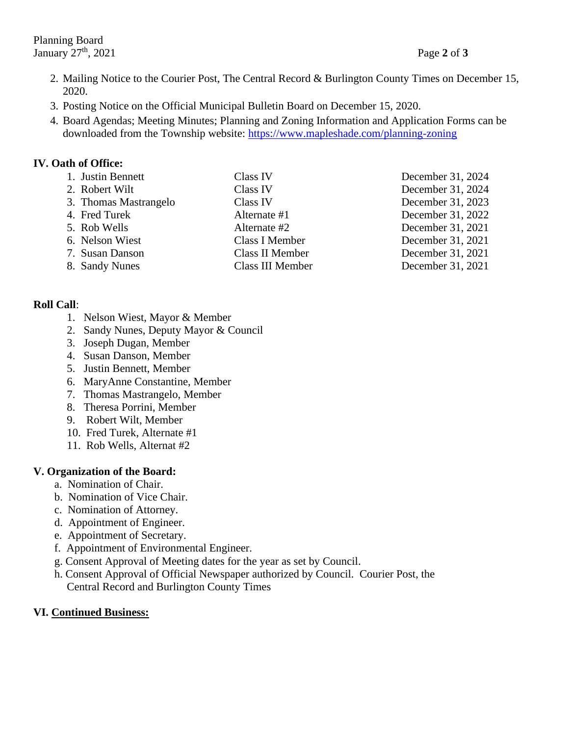2. Mailing Notice to the Courier Post, The Central Record & Burlington County Times on December 15, 2020.
3. Posting Notice on the Official Municipal Bulletin Board on December 15, 2020.
4. Board Agendas; Meeting Minutes; Planning and Zoning Information and Application Forms can be downloaded from the Township website: [https://www.mapleshade.com/planning-zoning](https://www.mapleshade.com/planning-zoning)

## IV. Oath of Office:

| | | |
|---|---|---|
| 1. Justin Bennett | Class IV | December 31, 2024 |
| 2. Robert Wilt | Class IV | December 31, 2024 |
| 3. Thomas Mastrangelo | Class IV | December 31, 2023 |
| 4. Fred Turek | Alternate #1 | December 31, 2022 |
| 5. Rob Wells | Alternate #2 | December 31, 2021 |
| 6. Nelson Wiest | Class I Member | December 31, 2021 |
| 7. Susan Danson | Class II Member | December 31, 2021 |
| 8. Sandy Nunes | Class III Member | December 31, 2021 |

**Roll Call**:

1. Nelson Wiest, Mayor & Member
2. Sandy Nunes, Deputy Mayor & Council
3. Joseph Dugan, Member
4. Susan Danson, Member
5. Justin Bennett, Member
6. MaryAnne Constantine, Member
7. Thomas Mastrangelo, Member
8. Theresa Porrini, Member
9. Robert Wilt, Member
10. Fred Turek, Alternate #1
11. Rob Wells, Alternat #2

## V. Organization of the Board:

a. Nomination of Chair.
b. Nomination of Vice Chair.
c. Nomination of Attorney.
d. Appointment of Engineer.
e. Appointment of Secretary.
f. Appointment of Environmental Engineer.
g. Consent Approval of Meeting dates for the year as set by Council.
h. Consent Approval of Official Newspaper authorized by Council. Courier Post, the Central Record and Burlington County Times

## VI. Continued Business: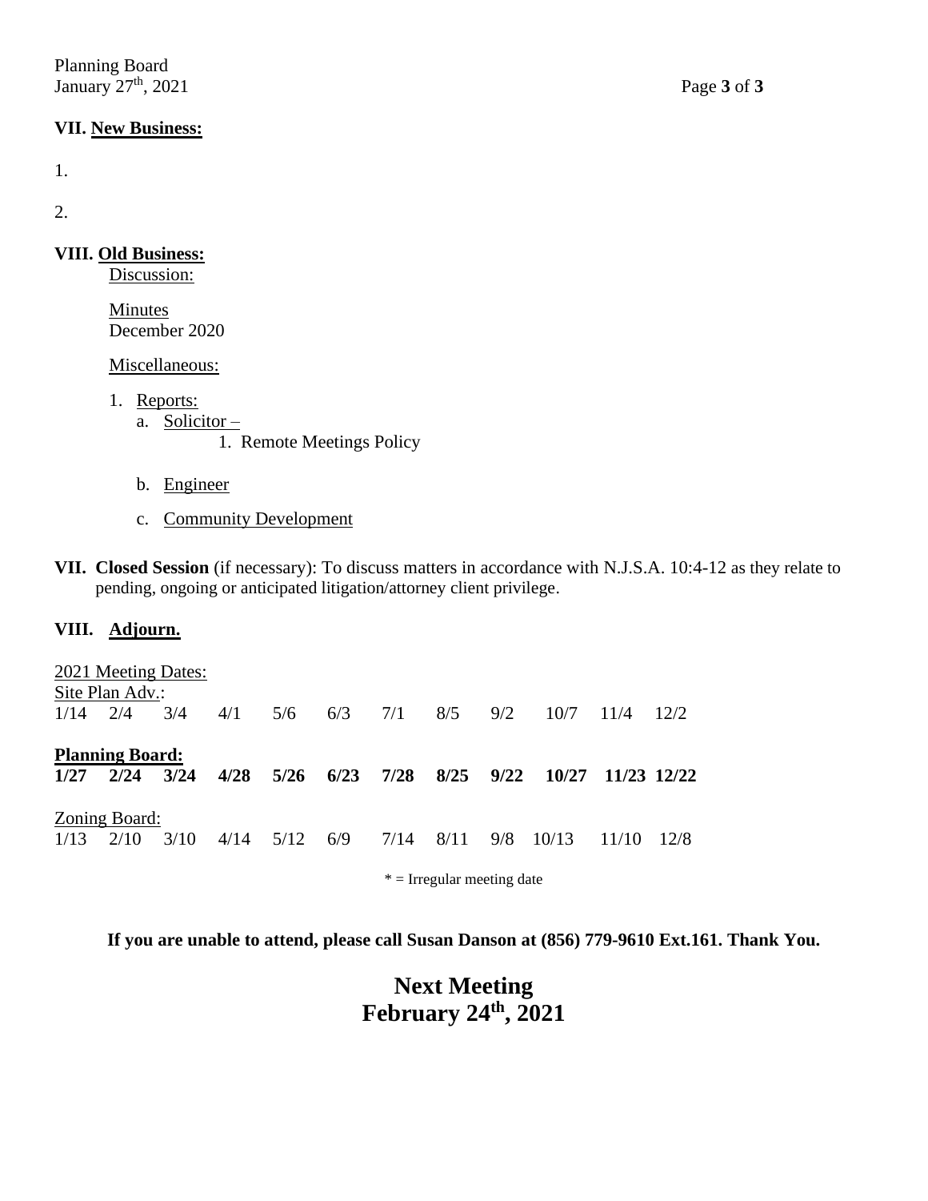## VII. New Business:

1.

2.

## VIII. Old Business:

Discussion:

Minutes
December 2020

Miscellaneous:

1. Reports:
   a. Solicitor –
      1. Remote Meetings Policy
   b. Engineer
   c. Community Development

**VII. Closed Session** (if necessary): To discuss matters in accordance with N.J.S.A. 10:4-12 as they relate to pending, ongoing or anticipated litigation/attorney client privilege.

## VIII. Adjourn.

2021 Meeting Dates:

| | | | | | | | | | | | |
|---|---|---|---|---|---|---|---|---|---|---|---|
| Site Plan Adv.: | | | | | | | | | | | |
| 1/14 | 2/4 | 3/4 | 4/1 | 5/6 | 6/3 | 7/1 | 8/5 | 9/2 | 10/7 | 11/4 | 12/2 |
| **Planning Board:** | | | | | | | | | | | |
| **1/27** | **2/24** | **3/24** | **4/28** | **5/26** | **6/23** | **7/28** | **8/25** | **9/22** | **10/27** | **11/23** | **12/22** |
| Zoning Board: | | | | | | | | | | | |
| 1/13 | 2/10 | 3/10 | 4/14 | 5/12 | 6/9 | 7/14 | 8/11 | 9/8 | 10/13 | 11/10 | 12/8 |

\* = Irregular meeting date

**If you are unable to attend, please call Susan Danson at (856) 779-9610 Ext.161. Thank You.**

**Next Meeting**
**February 24th, 2021**